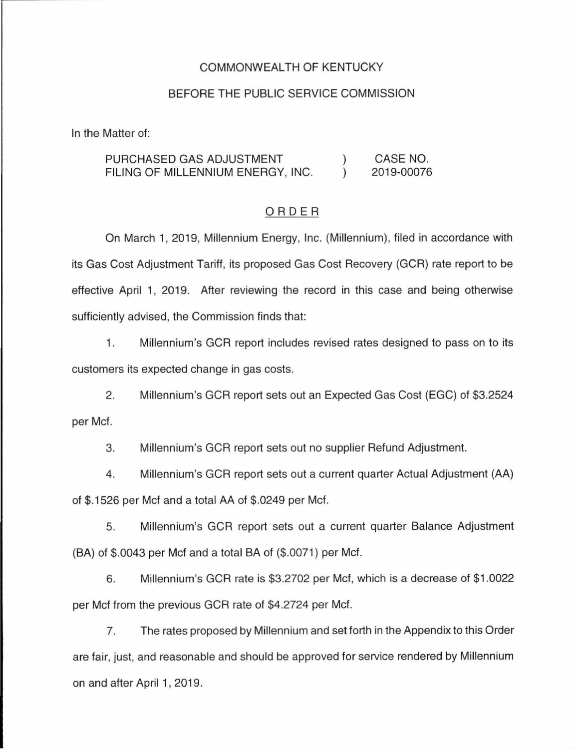COMMONWEALTH OF KENTUCKY

BEFORE THE PUBLIC SERVICE COMMISSION

In the Matter of:

| | | |
|---|---|---|
| PURCHASED GAS ADJUSTMENT FILING OF MILLENNIUM ENERGY, INC. | ) ) | CASE NO. 2019-00076 |

## ORDER

On March 1, 2019, Millennium Energy, Inc. (Millennium), filed in accordance with its Gas Cost Adjustment Tariff, its proposed Gas Cost Recovery (GCR) rate report to be effective April 1, 2019. After reviewing the record in this case and being otherwise sufficiently advised, the Commission finds that:

1. Millennium's GCR report includes revised rates designed to pass on to its customers its expected change in gas costs.

2. Millennium's GCR report sets out an Expected Gas Cost (EGC) of $3.2524 per Mcf.

3. Millennium's GCR report sets out no supplier Refund Adjustment.

4. Millennium's GCR report sets out a current quarter Actual Adjustment (AA) of $.1526 per Mcf and a total AA of $.0249 per Mcf.

5. Millennium's GCR report sets out a current quarter Balance Adjustment (BA) of $.0043 per Mcf and a total BA of ($.0071) per Mcf.

6. Millennium's GCR rate is $3.2702 per Mcf, which is a decrease of $1.0022 per Mcf from the previous GCR rate of $4.2724 per Mcf.

7. The rates proposed by Millennium and set forth in the Appendix to this Order are fair, just, and reasonable and should be approved for service rendered by Millennium on and after April 1, 2019.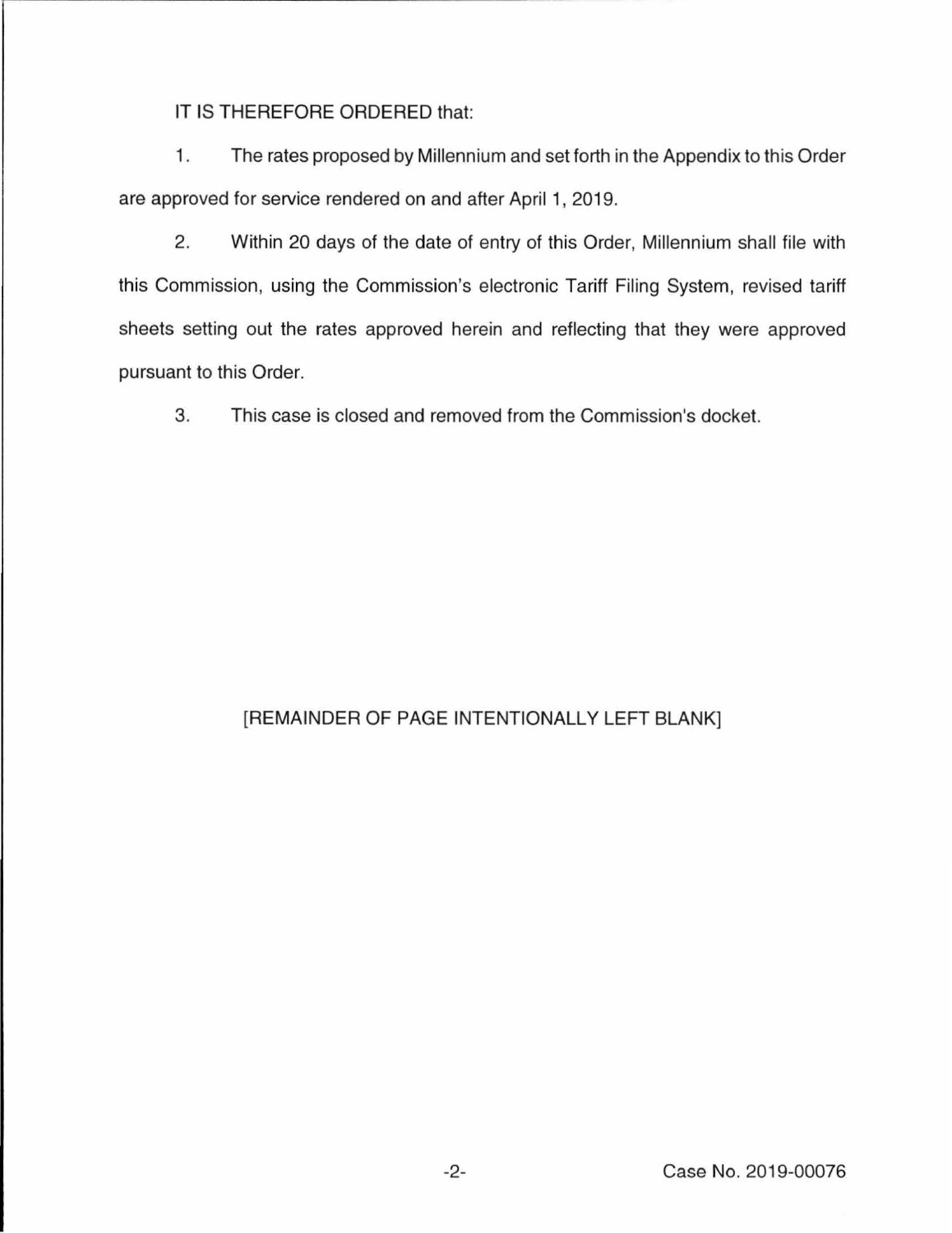IT IS THEREFORE ORDERED that:

1. The rates proposed by Millennium and set forth in the Appendix to this Order are approved for service rendered on and after April 1, 2019.

2. Within 20 days of the date of entry of this Order, Millennium shall file with this Commission, using the Commission's electronic Tariff Filing System, revised tariff sheets setting out the rates approved herein and reflecting that they were approved pursuant to this Order.

3. This case is closed and removed from the Commission's docket.

[REMAINDER OF PAGE INTENTIONALLY LEFT BLANK]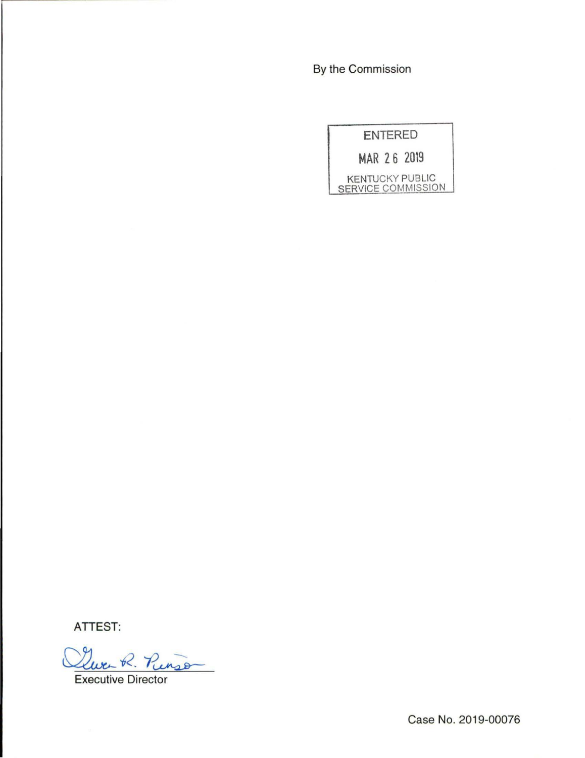By the Commission

ENTERED

MAR 26 2019

KENTUCKY PUBLIC SERVICE COMMISSION

ATTEST:

Executive Director

Case No. 2019-00076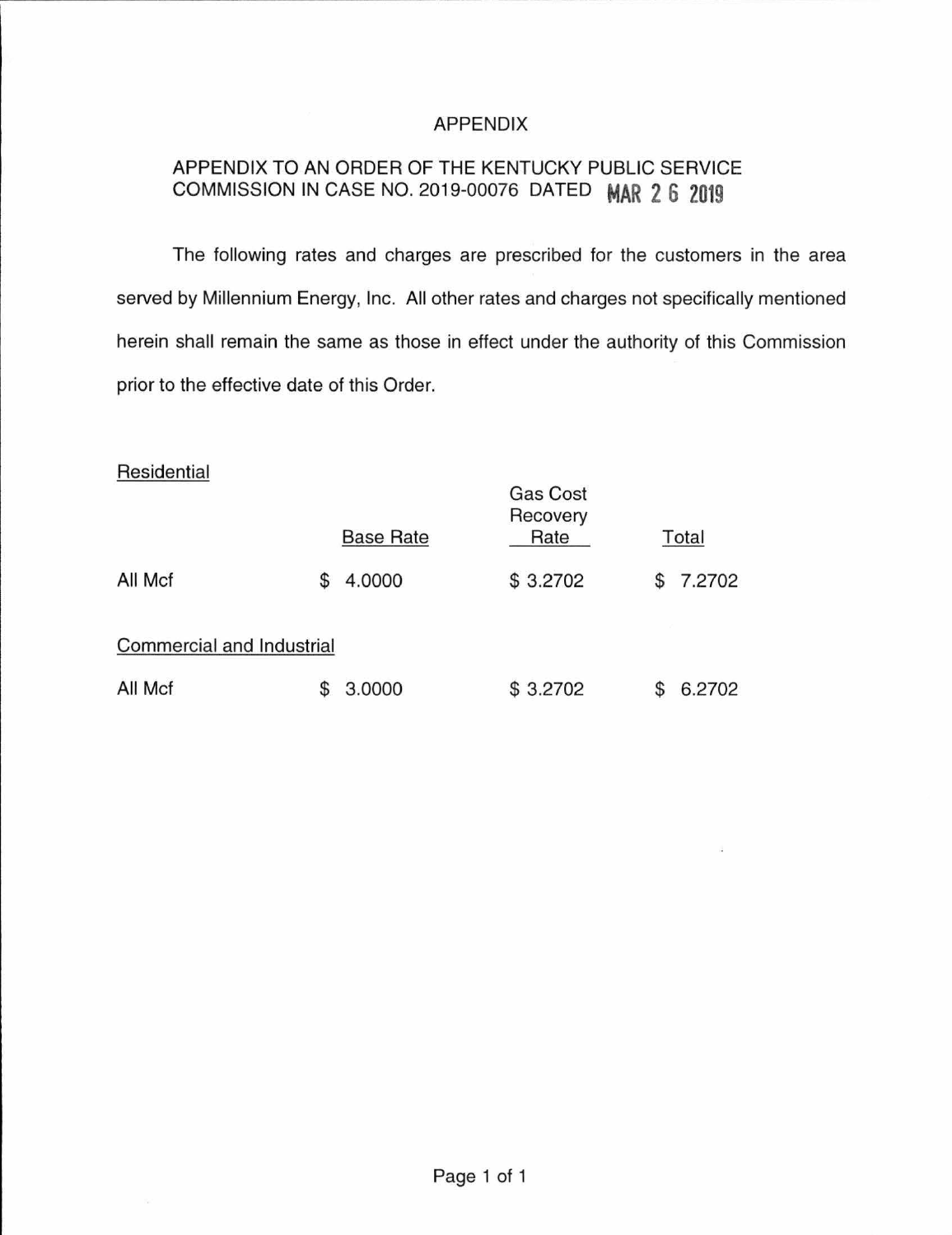# APPENDIX

APPENDIX TO AN ORDER OF THE KENTUCKY PUBLIC SERVICE COMMISSION IN CASE NO. 2019-00076 DATED MAR 26 2019

The following rates and charges are prescribed for the customers in the area served by Millennium Energy, Inc. All other rates and charges not specifically mentioned herein shall remain the same as those in effect under the authority of this Commission prior to the effective date of this Order.

| Residential | Base Rate | Gas Cost Recovery Rate | Total |
|---|---|---|---|
| All Mcf | $ 4.0000 | $ 3.2702 | $ 7.2702 |
| **Commercial and Industrial** | | | |
| All Mcf | $ 3.0000 | $ 3.2702 | $ 6.2702 |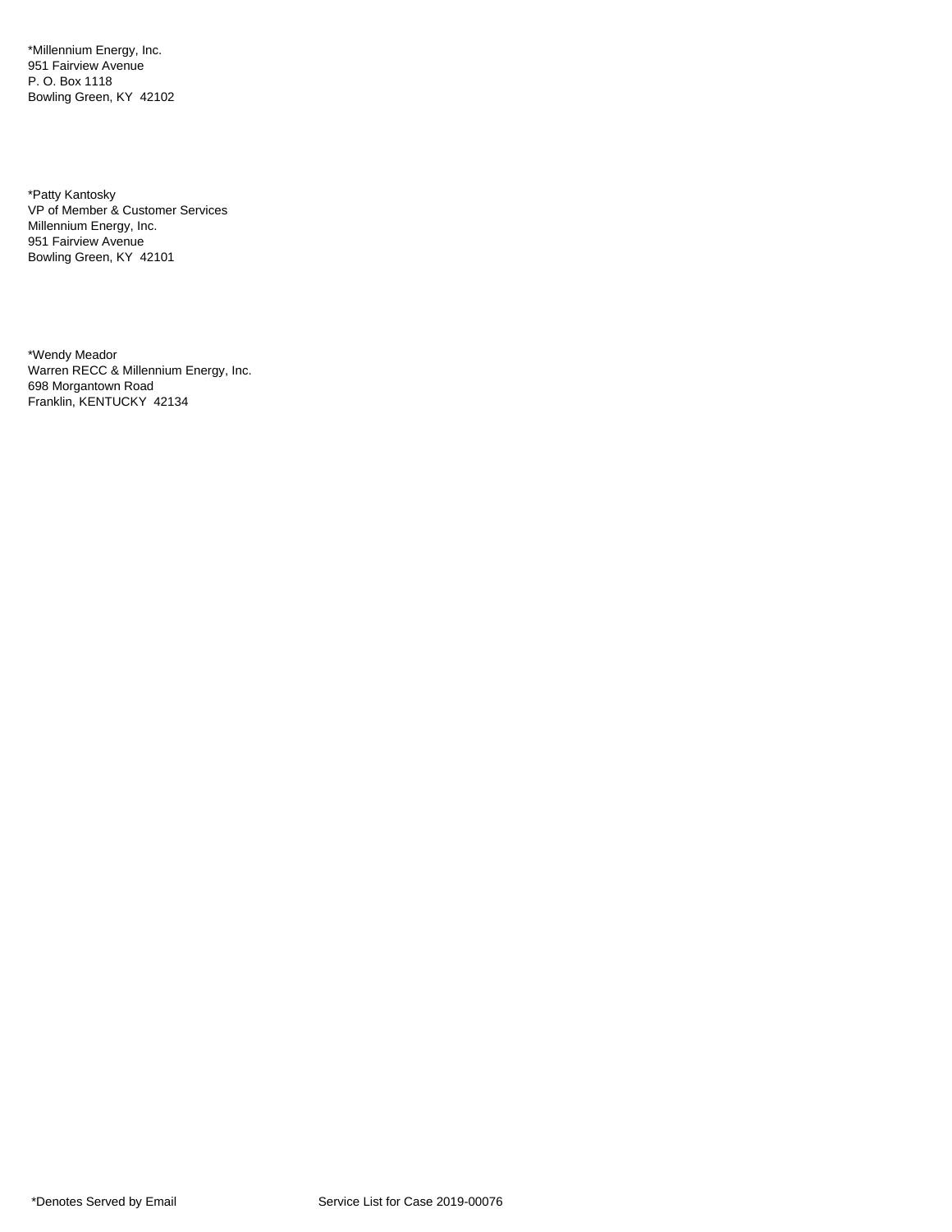*Millennium Energy, Inc.
951 Fairview Avenue
P. O. Box 1118
Bowling Green, KY  42102

*Patty Kantosky
VP of Member & Customer Services
Millennium Energy, Inc.
951 Fairview Avenue
Bowling Green, KY  42101

*Wendy Meador
Warren RECC & Millennium Energy, Inc.
698 Morgantown Road
Franklin, KENTUCKY  42134

*Denotes Served by Email

Service List for Case 2019-00076